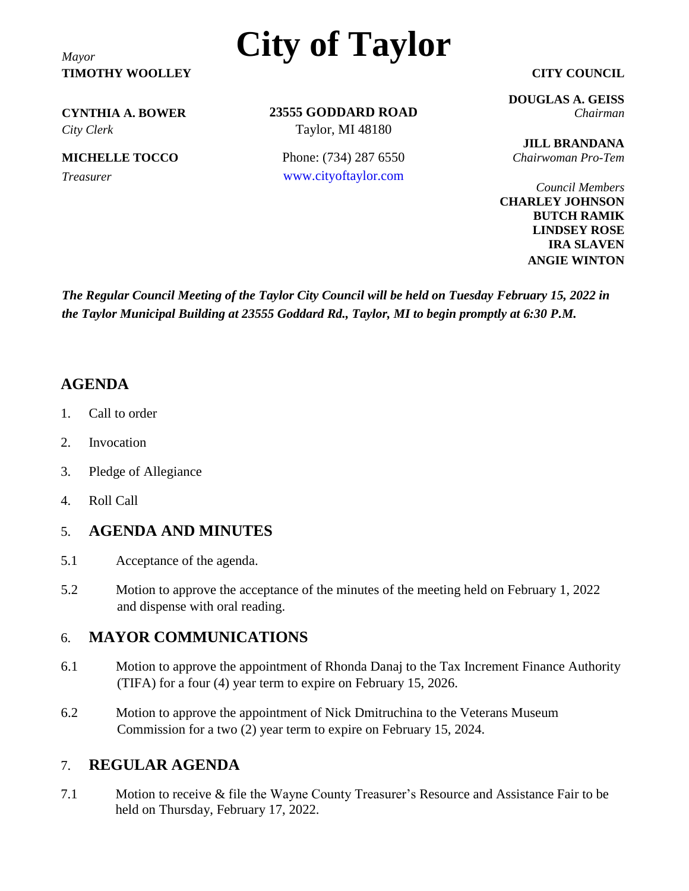# City of Taylor

*Mayor*
**TIMOTHY WOOLLEY**

**CYNTHIA A. BOWER**
*City Clerk*

**MICHELLE TOCCO**
*Treasurer*

**23555 GODDARD ROAD**
Taylor, MI 48180

Phone: (734) 287 6550
www.cityoftaylor.com

**CITY COUNCIL**

**DOUGLAS A. GEISS**
*Chairman*

**JILL BRANDANA**
*Chairwoman Pro-Tem*

*Council Members*
**CHARLEY JOHNSON**
**BUTCH RAMIK**
**LINDSEY ROSE**
**IRA SLAVEN**
**ANGIE WINTON**

***The Regular Council Meeting of the Taylor City Council will be held on Tuesday February 15, 2022 in the Taylor Municipal Building at 23555 Goddard Rd., Taylor, MI to begin promptly at 6:30 P.M.***

## AGENDA

1. Call to order
2. Invocation
3. Pledge of Allegiance
4. Roll Call

## 5. AGENDA AND MINUTES

5.1 Acceptance of the agenda.

5.2 Motion to approve the acceptance of the minutes of the meeting held on February 1, 2022 and dispense with oral reading.

## 6. MAYOR COMMUNICATIONS

6.1 Motion to approve the appointment of Rhonda Danaj to the Tax Increment Finance Authority (TIFA) for a four (4) year term to expire on February 15, 2026.

6.2 Motion to approve the appointment of Nick Dmitruchina to the Veterans Museum Commission for a two (2) year term to expire on February 15, 2024.

## 7. REGULAR AGENDA

7.1 Motion to receive & file the Wayne County Treasurer's Resource and Assistance Fair to be held on Thursday, February 17, 2022.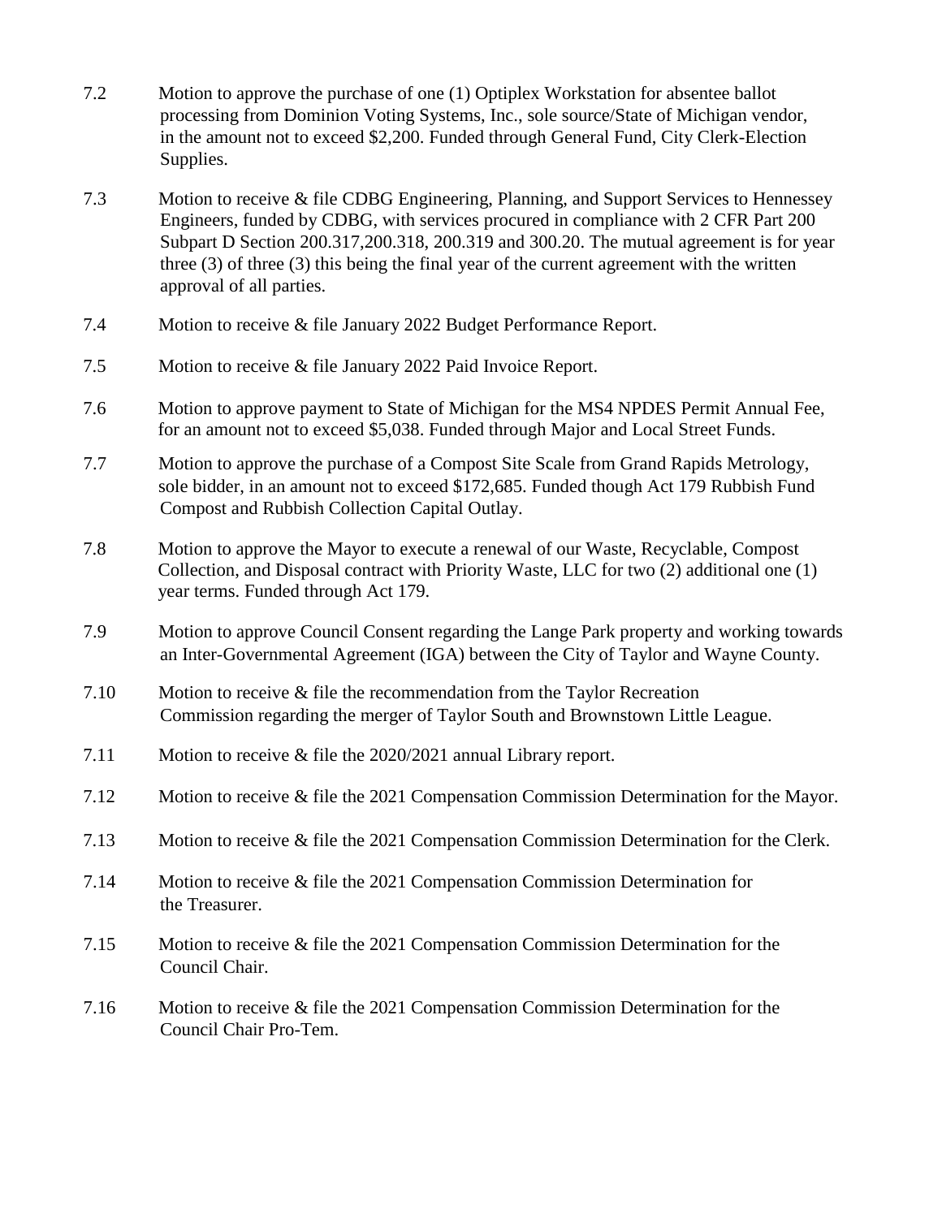7.2 Motion to approve the purchase of one (1) Optiplex Workstation for absentee ballot processing from Dominion Voting Systems, Inc., sole source/State of Michigan vendor, in the amount not to exceed $2,200. Funded through General Fund, City Clerk-Election Supplies.

7.3 Motion to receive & file CDBG Engineering, Planning, and Support Services to Hennessey Engineers, funded by CDBG, with services procured in compliance with 2 CFR Part 200 Subpart D Section 200.317,200.318, 200.319 and 300.20. The mutual agreement is for year three (3) of three (3) this being the final year of the current agreement with the written approval of all parties.

7.4 Motion to receive & file January 2022 Budget Performance Report.

7.5 Motion to receive & file January 2022 Paid Invoice Report.

7.6 Motion to approve payment to State of Michigan for the MS4 NPDES Permit Annual Fee, for an amount not to exceed $5,038. Funded through Major and Local Street Funds.

7.7 Motion to approve the purchase of a Compost Site Scale from Grand Rapids Metrology, sole bidder, in an amount not to exceed $172,685. Funded though Act 179 Rubbish Fund Compost and Rubbish Collection Capital Outlay.

7.8 Motion to approve the Mayor to execute a renewal of our Waste, Recyclable, Compost Collection, and Disposal contract with Priority Waste, LLC for two (2) additional one (1) year terms. Funded through Act 179.

7.9 Motion to approve Council Consent regarding the Lange Park property and working towards an Inter-Governmental Agreement (IGA) between the City of Taylor and Wayne County.

7.10 Motion to receive & file the recommendation from the Taylor Recreation Commission regarding the merger of Taylor South and Brownstown Little League.

7.11 Motion to receive & file the 2020/2021 annual Library report.

7.12 Motion to receive & file the 2021 Compensation Commission Determination for the Mayor.

7.13 Motion to receive & file the 2021 Compensation Commission Determination for the Clerk.

7.14 Motion to receive & file the 2021 Compensation Commission Determination for the Treasurer.

7.15 Motion to receive & file the 2021 Compensation Commission Determination for the Council Chair.

7.16 Motion to receive & file the 2021 Compensation Commission Determination for the Council Chair Pro-Tem.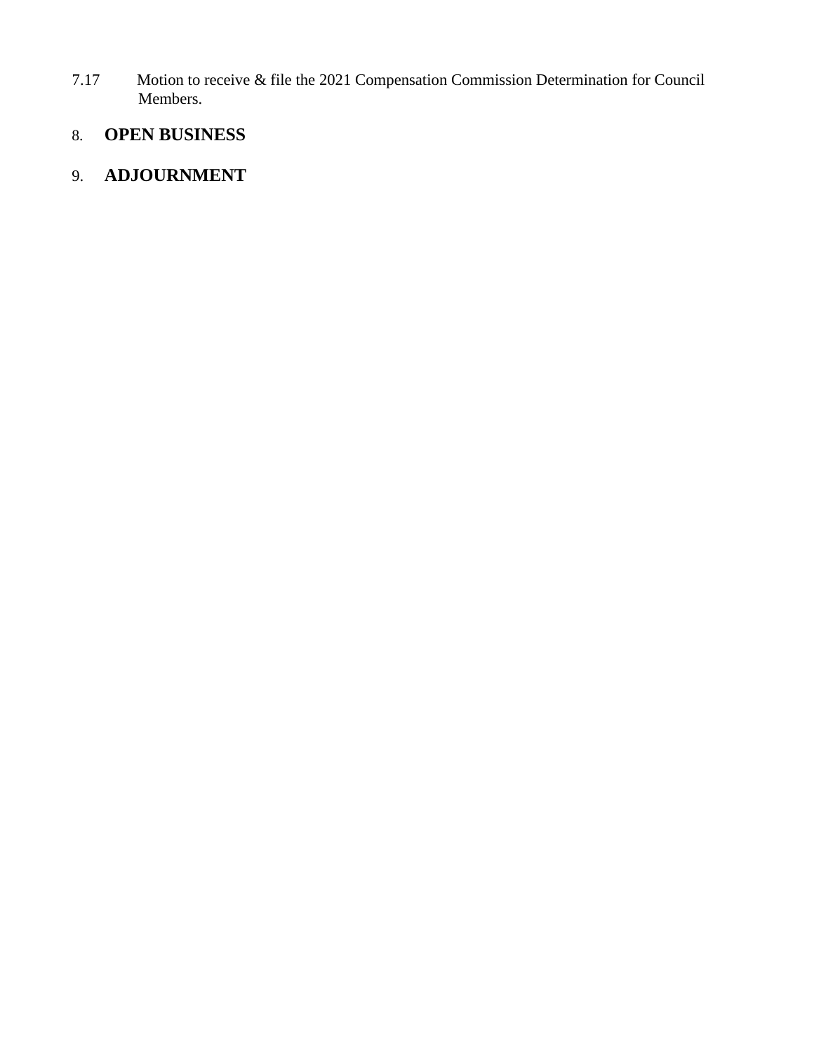7.17 Motion to receive & file the 2021 Compensation Commission Determination for Council Members.

8. **OPEN BUSINESS**

9. **ADJOURNMENT**